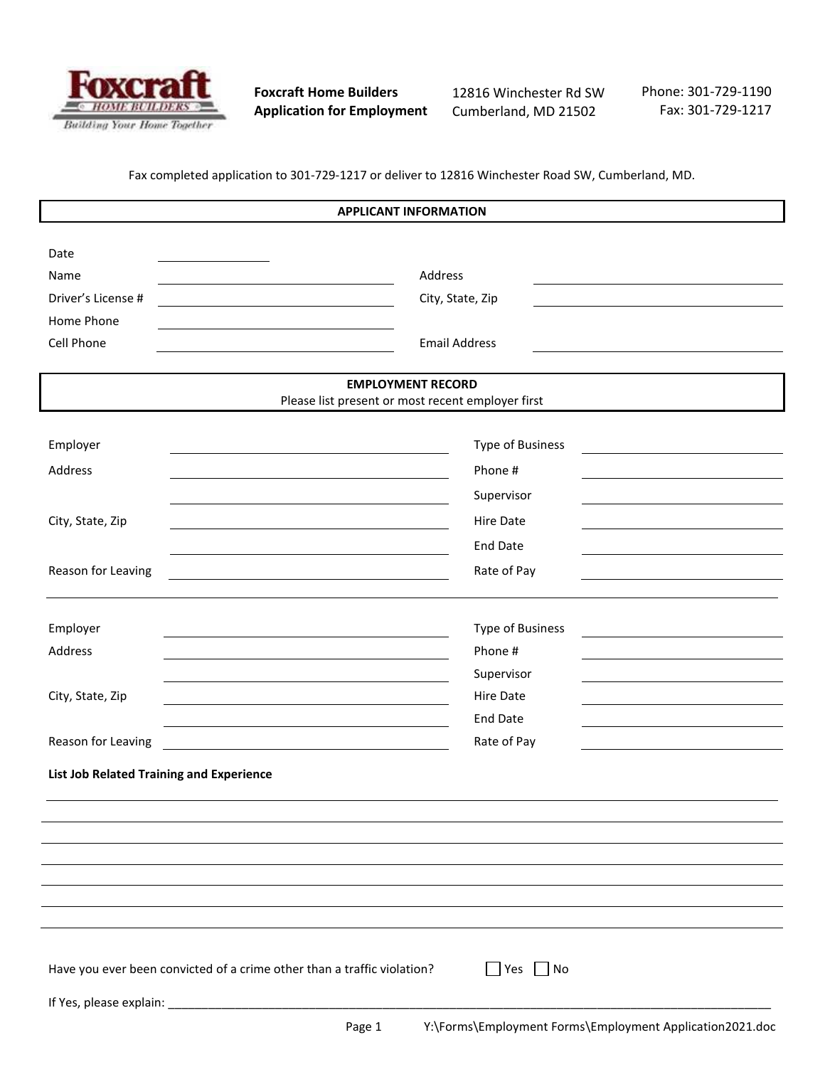**Foxcraft Home Builders**
**Application for Employment**

12816 Winchester Rd SW
Cumberland, MD 21502

Phone: 301-729-1190
Fax: 301-729-1217

Fax completed application to 301-729-1217 or deliver to 12816 Winchester Road SW, Cumberland, MD.

## APPLICANT INFORMATION

Date ____________

Name ______________________________ Address ______________________________

Driver's License # ______________________________ City, State, Zip ______________________________

Home Phone ______________________________

Cell Phone ______________________________ Email Address ______________________________

## EMPLOYMENT RECORD

Please list present or most recent employer first

Employer ______________________________ Type of Business ______________________________

Address ______________________________ Phone # ______________________________

______________________________ Supervisor ______________________________

City, State, Zip ______________________________ Hire Date ______________________________

______________________________ End Date ______________________________

Reason for Leaving ______________________________ Rate of Pay ______________________________

---

Employer ______________________________ Type of Business ______________________________

Address ______________________________ Phone # ______________________________

______________________________ Supervisor ______________________________

City, State, Zip ______________________________ Hire Date ______________________________

______________________________ End Date ______________________________

Reason for Leaving ______________________________ Rate of Pay ______________________________

**List Job Related Training and Experience**

______________________________________________________________________________

______________________________________________________________________________

______________________________________________________________________________

______________________________________________________________________________

______________________________________________________________________________

______________________________________________________________________________

______________________________________________________________________________

Have you ever been convicted of a crime other than a traffic violation? ☐ Yes ☐ No

If Yes, please explain: ______________________________________________________________________________

Y:\Forms\Employment Forms\Employment Application2021.doc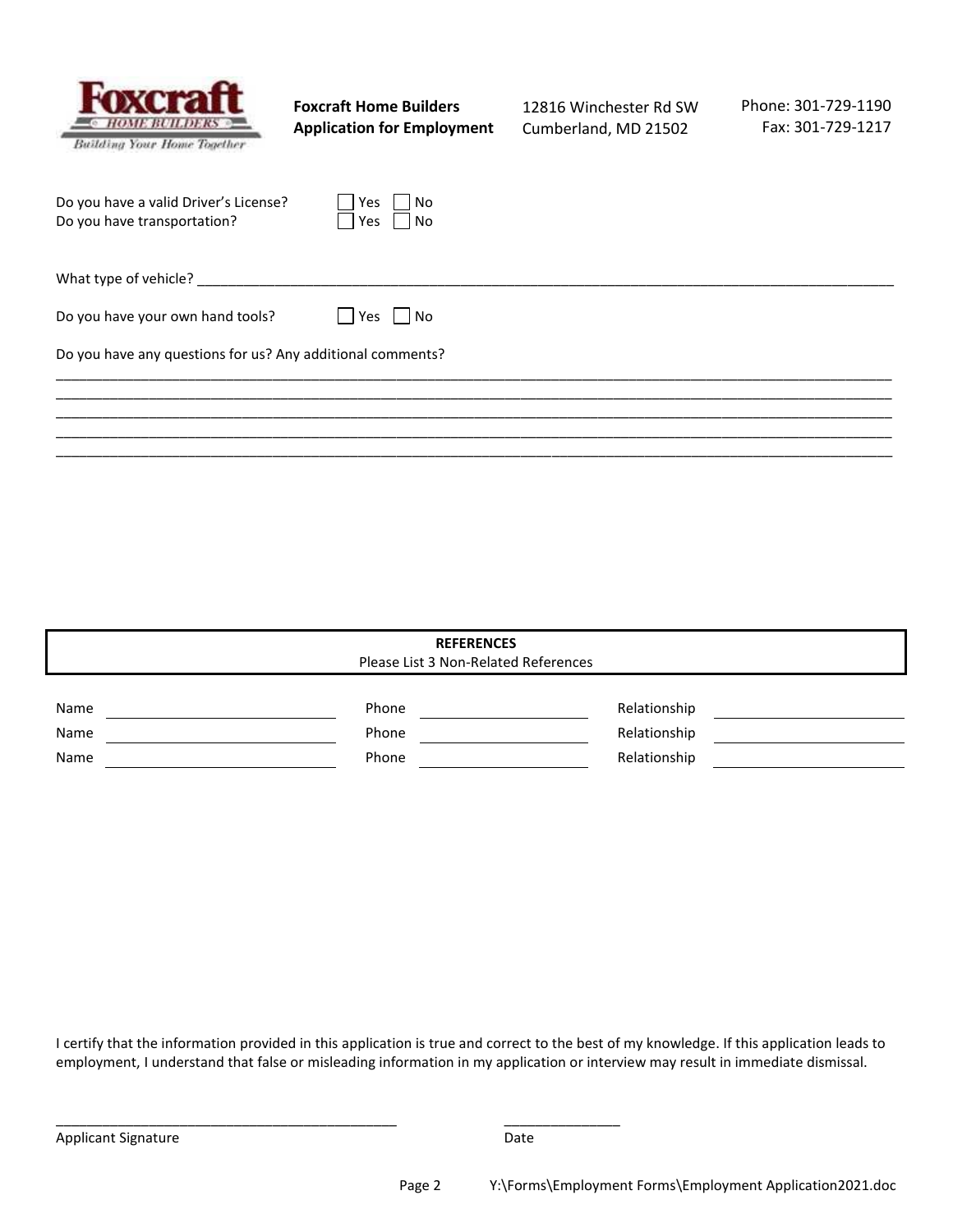**Foxcraft Home Builders**
**Application for Employment**

12816 Winchester Rd SW
Cumberland, MD 21502

Phone: 301-729-1190
Fax: 301-729-1217

Do you have a valid Driver's License? ☐ Yes ☐ No
Do you have transportation? ☐ Yes ☐ No

What type of vehicle? ______________________________________________________________________________

Do you have your own hand tools? ☐ Yes ☐ No

Do you have any questions for us? Any additional comments?

______________________________________________________________________________________________
______________________________________________________________________________________________
______________________________________________________________________________________________
______________________________________________________________________________________________
______________________________________________________________________________________________

**REFERENCES**
Please List 3 Non-Related References

| | | | | | |
|---|---|---|---|---|---|
| Name | | Phone | | Relationship | |
| Name | | Phone | | Relationship | |
| Name | | Phone | | Relationship | |

I certify that the information provided in this application is true and correct to the best of my knowledge. If this application leads to employment, I understand that false or misleading information in my application or interview may result in immediate dismissal.

_____________________________________________ _______________
Applicant Signature Date

Y:\Forms\Employment Forms\Employment Application2021.doc